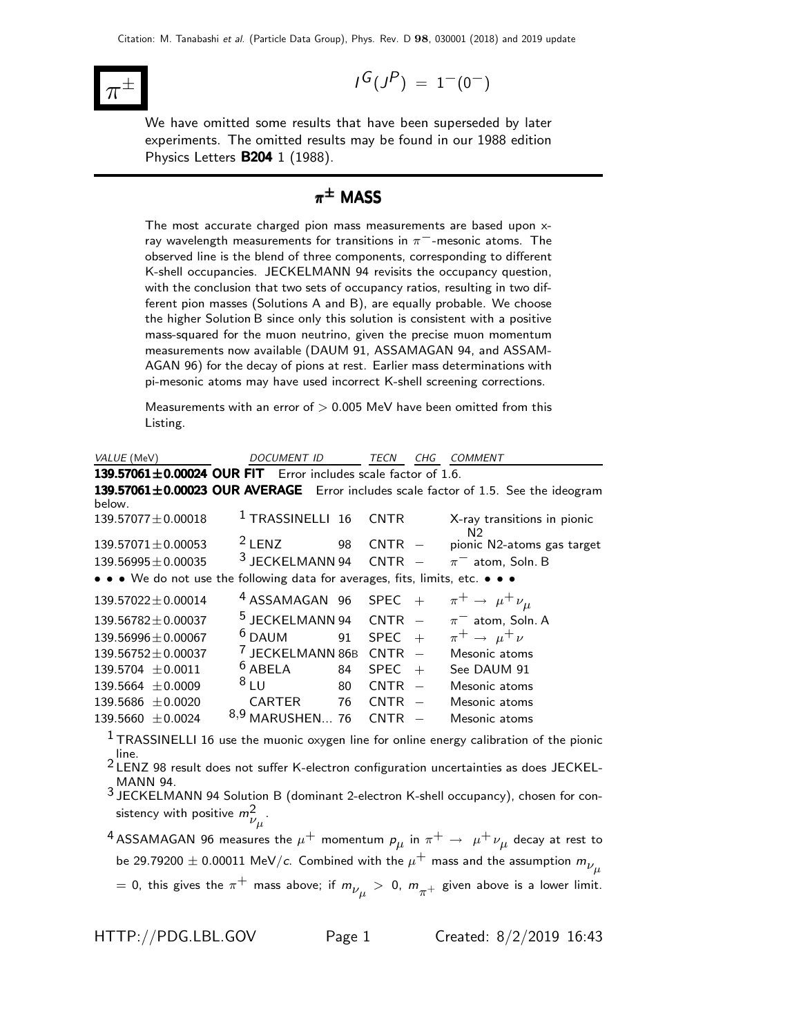# $\pi^{\pm}$

$$I^G(J^P) = 1^-(0^-)$$

We have omitted some results that have been superseded by later experiments. The omitted results may be found in our 1988 edition Physics Letters **B204** 1 (1988).

## $\pi^{\pm}$ MASS

The most accurate charged pion mass measurements are based upon x-ray wavelength measurements for transitions in $\pi^-$-mesonic atoms. The observed line is the blend of three components, corresponding to different K-shell occupancies. JECKELMANN 94 revisits the occupancy question, with the conclusion that two sets of occupancy ratios, resulting in two different pion masses (Solutions A and B), are equally probable. We choose the higher Solution B since only this solution is consistent with a positive mass-squared for the muon neutrino, given the precise muon momentum measurements now available (DAUM 91, ASSAMAGAN 94, and ASSAMAGAN 96) for the decay of pions at rest. Earlier mass determinations with pi-mesonic atoms may have used incorrect K-shell screening corrections.

Measurements with an error of > 0.005 MeV have been omitted from this Listing.

| *VALUE* (MeV) | *DOCUMENT ID* | | *TECN* | *CHG* | *COMMENT* |
|---|---|---|---|---|---|
| **139.57061±0.00024 OUR FIT** | Error includes scale factor of 1.6. | | | | |
| **139.57061±0.00023 OUR AVERAGE** | Error includes scale factor of 1.5. See the ideogram below. | | | | |
| 139.57077±0.00018 | [1] TRASSINELLI | 16 | CNTR | | X-ray transitions in pionic N2 |
| 139.57071±0.00053 | [2] LENZ | 98 | CNTR | − | pionic N2-atoms gas target |
| 139.56995±0.00035 | [3] JECKELMANN | 94 | CNTR | − | $\pi^-$ atom, Soln. B |
| • • • We do not use the following data for averages, fits, limits, etc. • • • | | | | | |
| 139.57022±0.00014 | [4] ASSAMAGAN | 96 | SPEC | + | $\pi^+ \rightarrow \mu^+ \nu_\mu$ |
| 139.56782±0.00037 | [5] JECKELMANN | 94 | CNTR | − | $\pi^-$ atom, Soln. A |
| 139.56996±0.00067 | [6] DAUM | 91 | SPEC | + | $\pi^+ \rightarrow \mu^+ \nu$ |
| 139.56752±0.00037 | [7] JECKELMANN | 86B | CNTR | − | Mesonic atoms |
| 139.5704 ±0.0011 | [6] ABELA | 84 | SPEC | + | See DAUM 91 |
| 139.5664 ±0.0009 | [8] LU | 80 | CNTR | − | Mesonic atoms |
| 139.5686 ±0.0020 | CARTER | 76 | CNTR | − | Mesonic atoms |
| 139.5660 ±0.0024 | [8,9] MARUSHEN... | 76 | CNTR | − | Mesonic atoms |

[1] TRASSINELLI 16 use the muonic oxygen line for online energy calibration of the pionic line.

[2] LENZ 98 result does not suffer K-electron configuration uncertainties as does JECKELMANN 94.

[3] JECKELMANN 94 Solution B (dominant 2-electron K-shell occupancy), chosen for consistency with positive $m^2_{\nu_\mu}$.

[4] ASSAMAGAN 96 measures the $\mu^+$ momentum $p_\mu$ in $\pi^+ \rightarrow \mu^+ \nu_\mu$ decay at rest to be 29.79200 ± 0.00011 MeV/$c$. Combined with the $\mu^+$ mass and the assumption $m_{\nu_\mu}$ = 0, this gives the $\pi^+$ mass above; if $m_{\nu_\mu} > 0$, $m_{\pi^+}$ given above is a lower limit.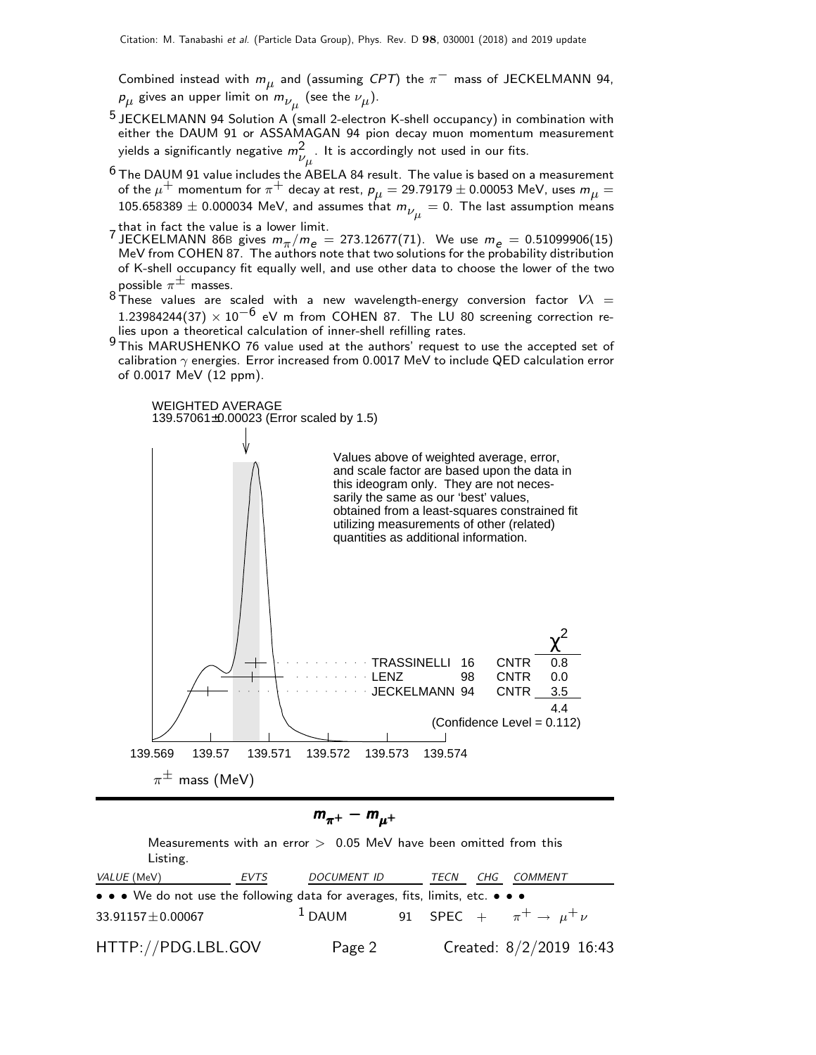Combined instead with $m_\mu$ and (assuming *CPT*) the $\pi^-$ mass of JECKELMANN 94, $p_\mu$ gives an upper limit on $m_{\nu_\mu}$ (see the $\nu_\mu$).

[5] JECKELMANN 94 Solution A (small 2-electron K-shell occupancy) in combination with either the DAUM 91 or ASSAMAGAN 94 pion decay muon momentum measurement yields a significantly negative $m^2_{\nu_\mu}$. It is accordingly not used in our fits.

[6] The DAUM 91 value includes the ABELA 84 result. The value is based on a measurement of the $\mu^+$ momentum for $\pi^+$ decay at rest, $p_\mu = 29.79179 \pm 0.00053$ MeV, uses $m_\mu = 105.658389 \pm 0.000034$ MeV, and assumes that $m_{\nu_\mu} = 0$. The last assumption means that in fact the value is a lower limit.

[7] JECKELMANN 86B gives $m_\pi/m_e = 273.12677(71)$. We use $m_e = 0.51099906(15)$ MeV from COHEN 87. The authors note that two solutions for the probability distribution of K-shell occupancy fit equally well, and use other data to choose the lower of the two possible $\pi^\pm$ masses.

[8] These values are scaled with a new wavelength-energy conversion factor $V\lambda = 1.23984244(37) \times 10^{-6}$ eV m from COHEN 87. The LU 80 screening correction relies upon a theoretical calculation of inner-shell refilling rates.

[9] This MARUSHENKO 76 value used at the authors' request to use the accepted set of calibration $\gamma$ energies. Error increased from 0.0017 MeV to include QED calculation error of 0.0017 MeV (12 ppm).

WEIGHTED AVERAGE
139.57061±0.00023 (Error scaled by 1.5)

Values above of weighted average, error, and scale factor are based upon the data in this ideogram only. They are not necessarily the same as our 'best' values, obtained from a least-squares constrained fit utilizing measurements of other (related) quantities as additional information.

| | | | $\chi^2$ |
|---|---|---|---|
| TRASSINELLI | 16 | CNTR | 0.8 |
| LENZ | 98 | CNTR | 0.0 |
| JECKELMANN | 94 | CNTR | 3.5 |
| | | | 4.4 |

(Confidence Level = 0.112)

$\pi^\pm$ mass (MeV)

## $m_{\pi^+} - m_{\mu^+}$

Measurements with an error > 0.05 MeV have been omitted from this Listing.

| VALUE (MeV) | EVTS | DOCUMENT ID | | TECN | CHG | COMMENT |
|---|---|---|---|---|---|---|
| • • • We do not use the following data for averages, fits, limits, etc. • • • | | | | | | |
| 33.91157±0.00067 | | [1] DAUM | 91 | SPEC | + | $\pi^+ \to \mu^+ \nu$ |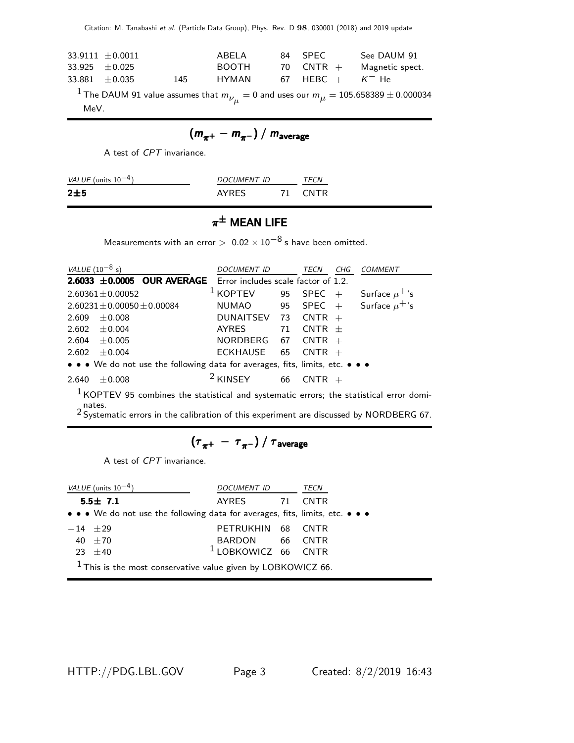| | | | | | |
|---|---|---|---|---|---|
| 33.9111 ±0.0011 | | ABELA | 84 | SPEC | See DAUM 91 |
| 33.925 ±0.025 | | BOOTH | 70 | CNTR + | Magnetic spect. |
| 33.881 ±0.035 | 145 | HYMAN | 67 | HEBC + | $K^-$ He |

[1] The DAUM 91 value assumes that $m_{\nu_\mu} = 0$ and uses our $m_\mu = 105.658389 \pm 0.000034$ MeV.

## $(m_{\pi^+} - m_{\pi^-}) / m_{\text{average}}$

A test of *CPT* invariance.

| *VALUE* (units $10^{-4}$) | *DOCUMENT ID* | | *TECN* |
|---|---|---|---|
| **2±5** | AYRES | 71 | CNTR |

## $\pi^\pm$ MEAN LIFE

Measurements with an error $> 0.02 \times 10^{-8}$ s have been omitted.

| *VALUE* ($10^{-8}$ s) | *DOCUMENT ID* | | *TECN* | *CHG* | *COMMENT* |
|---|---|---|---|---|---|
| **2.6033 ±0.0005 OUR AVERAGE** | Error includes scale factor of 1.2. | | | | |
| 2.60361±0.00052 | [1] KOPTEV | 95 | SPEC | + | Surface $\mu^+$'s |
| 2.60231±0.00050±0.00084 | NUMAO | 95 | SPEC | + | Surface $\mu^+$'s |
| 2.609 ±0.008 | DUNAITSEV | 73 | CNTR | + | |
| 2.602 ±0.004 | AYRES | 71 | CNTR | ± | |
| 2.604 ±0.005 | NORDBERG | 67 | CNTR | + | |
| 2.602 ±0.004 | ECKHAUSE | 65 | CNTR | + | |
| • • • We do not use the following data for averages, fits, limits, etc. • • • | | | | | |
| 2.640 ±0.008 | [2] KINSEY | 66 | CNTR | + | |

[1] KOPTEV 95 combines the statistical and systematic errors; the statistical error dominates.
[2] Systematic errors in the calibration of this experiment are discussed by NORDBERG 67.

## $(\tau_{\pi^+} - \tau_{\pi^-}) / \tau_{\text{average}}$

A test of *CPT* invariance.

| *VALUE* (units $10^{-4}$) | *DOCUMENT ID* | | *TECN* |
|---|---|---|---|
| **5.5± 7.1** | AYRES | 71 | CNTR |
| • • • We do not use the following data for averages, fits, limits, etc. • • • | | | |
| −14 ±29 | PETRUKHIN | 68 | CNTR |
| 40 ±70 | BARDON | 66 | CNTR |
| 23 ±40 | [1] LOBKOWICZ | 66 | CNTR |

[1] This is the most conservative value given by LOBKOWICZ 66.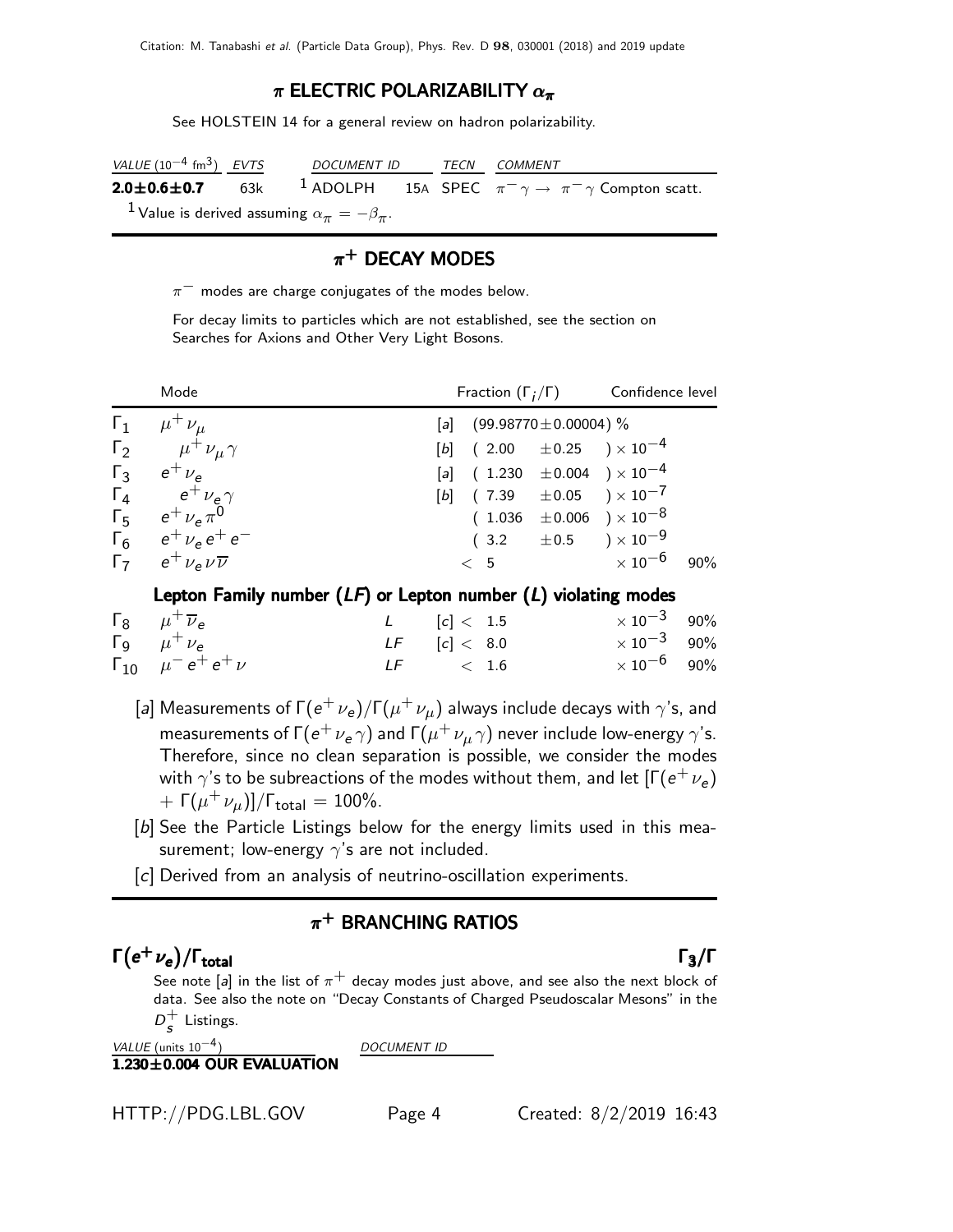## $\pi$ ELECTRIC POLARIZABILITY $\alpha_\pi$

See HOLSTEIN 14 for a general review on hadron polarizability.

| VALUE ($10^{-4}$ fm$^3$) | EVTS | DOCUMENT ID | | TECN | COMMENT |
|---|---|---|---|---|---|
| **2.0±0.6±0.7** | 63k | [1] ADOLPH | 15A | SPEC | $\pi^- \gamma \to \pi^- \gamma$ Compton scatt. |

[1] Value is derived assuming $\alpha_\pi = -\beta_\pi$.

## $\pi^+$ DECAY MODES

$\pi^-$ modes are charge conjugates of the modes below.

For decay limits to particles which are not established, see the section on Searches for Axions and Other Very Light Bosons.

| | Mode | | Fraction ($\Gamma_i/\Gamma$) | Confidence level |
|---|---|---|---|---|
| $\Gamma_1$ | $\mu^+ \nu_\mu$ | [a] | $(99.98770 \pm 0.00004)$ % | |
| $\Gamma_2$ | $\mu^+ \nu_\mu \gamma$ | [b] | $(2.00 \pm 0.25) \times 10^{-4}$ | |
| $\Gamma_3$ | $e^+ \nu_e$ | [a] | $(1.230 \pm 0.004) \times 10^{-4}$ | |
| $\Gamma_4$ | $e^+ \nu_e \gamma$ | [b] | $(7.39 \pm 0.05) \times 10^{-7}$ | |
| $\Gamma_5$ | $e^+ \nu_e \pi^0$ | | $(1.036 \pm 0.006) \times 10^{-8}$ | |
| $\Gamma_6$ | $e^+ \nu_e e^+ e^-$ | | $(3.2 \pm 0.5) \times 10^{-9}$ | |
| $\Gamma_7$ | $e^+ \nu_e \nu \overline{\nu}$ | | $< 5 \times 10^{-6}$ | 90% |

### Lepton Family number (*LF*) or Lepton number (*L*) violating modes

| | Mode | | | Fraction | Confidence level |
|---|---|---|---|---|---|
| $\Gamma_8$ | $\mu^+ \overline{\nu}_e$ | *L* | [c] | $< 1.5 \times 10^{-3}$ | 90% |
| $\Gamma_9$ | $\mu^+ \nu_e$ | *LF* | [c] | $< 8.0 \times 10^{-3}$ | 90% |
| $\Gamma_{10}$ | $\mu^- e^+ e^+ \nu$ | *LF* | | $< 1.6 \times 10^{-6}$ | 90% |

[a] Measurements of $\Gamma(e^+ \nu_e)/\Gamma(\mu^+ \nu_\mu)$ always include decays with $\gamma$'s, and measurements of $\Gamma(e^+ \nu_e \gamma)$ and $\Gamma(\mu^+ \nu_\mu \gamma)$ never include low-energy $\gamma$'s. Therefore, since no clean separation is possible, we consider the modes with $\gamma$'s to be subreactions of the modes without them, and let $[\Gamma(e^+ \nu_e) + \Gamma(\mu^+ \nu_\mu)]/\Gamma_{\text{total}} = 100\%$.

[b] See the Particle Listings below for the energy limits used in this measurement; low-energy $\gamma$'s are not included.

[c] Derived from an analysis of neutrino-oscillation experiments.

## $\pi^+$ BRANCHING RATIOS

### $\Gamma(e^+ \nu_e)/\Gamma_{\text{total}}$ $\qquad\qquad$ $\Gamma_3/\Gamma$

See note [a] in the list of $\pi^+$ decay modes just above, and see also the next block of data. See also the note on "Decay Constants of Charged Pseudoscalar Mesons" in the $D_s^+$ Listings.

| VALUE (units $10^{-4}$) | DOCUMENT ID |
|---|---|
| **1.230±0.004 OUR EVALUATION** | |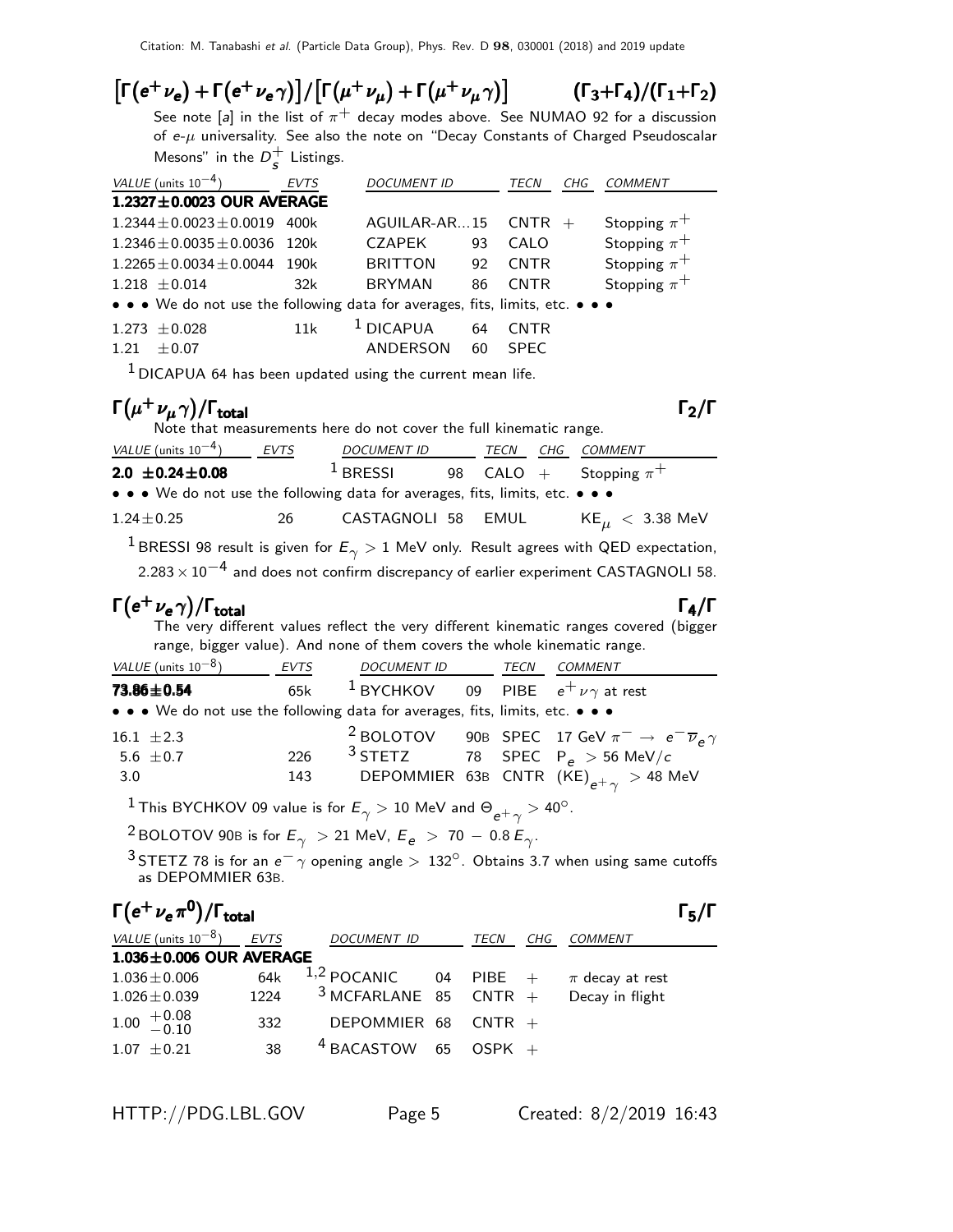## $\left[\Gamma(e^+\nu_e) + \Gamma(e^+\nu_e\gamma)\right] / \left[\Gamma(\mu^+\nu_\mu) + \Gamma(\mu^+\nu_\mu\gamma)\right]$ $(\Gamma_3+\Gamma_4)/(\Gamma_1+\Gamma_2)$

See note [a] in the list of $\pi^+$ decay modes above. See NUMAO 92 for a discussion of $e$-$\mu$ universality. See also the note on "Decay Constants of Charged Pseudoscalar Mesons" in the $D_s^+$ Listings.

| VALUE (units $10^{-4}$) | EVTS | DOCUMENT ID | | TECN | CHG | COMMENT |
|---|---|---|---|---|---|---|
| **1.2327±0.0023 OUR AVERAGE** | | | | | | |
| $1.2344 \pm 0.0023 \pm 0.0019$ | 400k | AGUILAR-AR...15 | | CNTR | + | Stopping $\pi^+$ |
| $1.2346 \pm 0.0035 \pm 0.0036$ | 120k | CZAPEK | 93 | CALO | | Stopping $\pi^+$ |
| $1.2265 \pm 0.0034 \pm 0.0044$ | 190k | BRITTON | 92 | CNTR | | Stopping $\pi^+$ |
| $1.218 \pm 0.014$ | 32k | BRYMAN | 86 | CNTR | | Stopping $\pi^+$ |
| • • • We do not use the following data for averages, fits, limits, etc. • • • | | | | | | |
| $1.273 \pm 0.028$ | 11k | [1] DICAPUA | 64 | CNTR | | |
| $1.21 \pm 0.07$ | | ANDERSON | 60 | SPEC | | |

[1] DICAPUA 64 has been updated using the current mean life.

## $\Gamma(\mu^+\nu_\mu\gamma)/\Gamma_{\text{total}}$ $\Gamma_2/\Gamma$

Note that measurements here do not cover the full kinematic range.

| VALUE (units $10^{-4}$) | EVTS | DOCUMENT ID | | TECN | CHG | COMMENT |
|---|---|---|---|---|---|---|
| **$2.0 \pm 0.24 \pm 0.08$** | | [1] BRESSI | 98 | CALO | + | Stopping $\pi^+$ |
| • • • We do not use the following data for averages, fits, limits, etc. • • • | | | | | | |
| $1.24 \pm 0.25$ | 26 | CASTAGNOLI | 58 | EMUL | | $\text{KE}_\mu < 3.38$ MeV |

[1] BRESSI 98 result is given for $E_\gamma > 1$ MeV only. Result agrees with QED expectation, $2.283 \times 10^{-4}$ and does not confirm discrepancy of earlier experiment CASTAGNOLI 58.

## $\Gamma(e^+\nu_e\gamma)/\Gamma_{\text{total}}$ $\Gamma_4/\Gamma$

The very different values reflect the very different kinematic ranges covered (bigger range, bigger value). And none of them covers the whole kinematic range.

| VALUE (units $10^{-8}$) | EVTS | DOCUMENT ID | | TECN | COMMENT |
|---|---|---|---|---|---|
| **$73.86 \pm 0.54$** | 65k | [1] BYCHKOV | 09 | PIBE | $e^+\nu\gamma$ at rest |
| • • • We do not use the following data for averages, fits, limits, etc. • • • | | | | | |
| $16.1 \pm 2.3$ | | [2] BOLOTOV | 90B | SPEC | 17 GeV $\pi^- \rightarrow e^-\overline{\nu}_e\gamma$ |
| $5.6 \pm 0.7$ | 226 | [3] STETZ | 78 | SPEC | $P_e > 56$ MeV/$c$ |
| $3.0$ | 143 | DEPOMMIER | 63B | CNTR | $(\text{KE})_{e^+\gamma} > 48$ MeV |

[1] This BYCHKOV 09 value is for $E_\gamma > 10$ MeV and $\Theta_{e^+\gamma} > 40°$.

[2] BOLOTOV 90B is for $E_\gamma > 21$ MeV, $E_e > 70 - 0.8\,E_\gamma$.

[3] STETZ 78 is for an $e^-\gamma$ opening angle $> 132°$. Obtains 3.7 when using same cutoffs as DEPOMMIER 63B.

## $\Gamma(e^+\nu_e\pi^0)/\Gamma_{\text{total}}$ $\Gamma_5/\Gamma$

| VALUE (units $10^{-8}$) | EVTS | DOCUMENT ID | | TECN | CHG | COMMENT |
|---|---|---|---|---|---|---|
| **1.036±0.006 OUR AVERAGE** | | | | | | |
| $1.036 \pm 0.006$ | 64k | [1,2] POCANIC | 04 | PIBE | + | $\pi$ decay at rest |
| $1.026 \pm 0.039$ | 1224 | [3] MCFARLANE | 85 | CNTR | + | Decay in flight |
| $1.00\ ^{+0.08}_{-0.10}$ | 332 | DEPOMMIER | 68 | CNTR | + | |
| $1.07 \pm 0.21$ | 38 | [4] BACASTOW | 65 | OSPK | + | |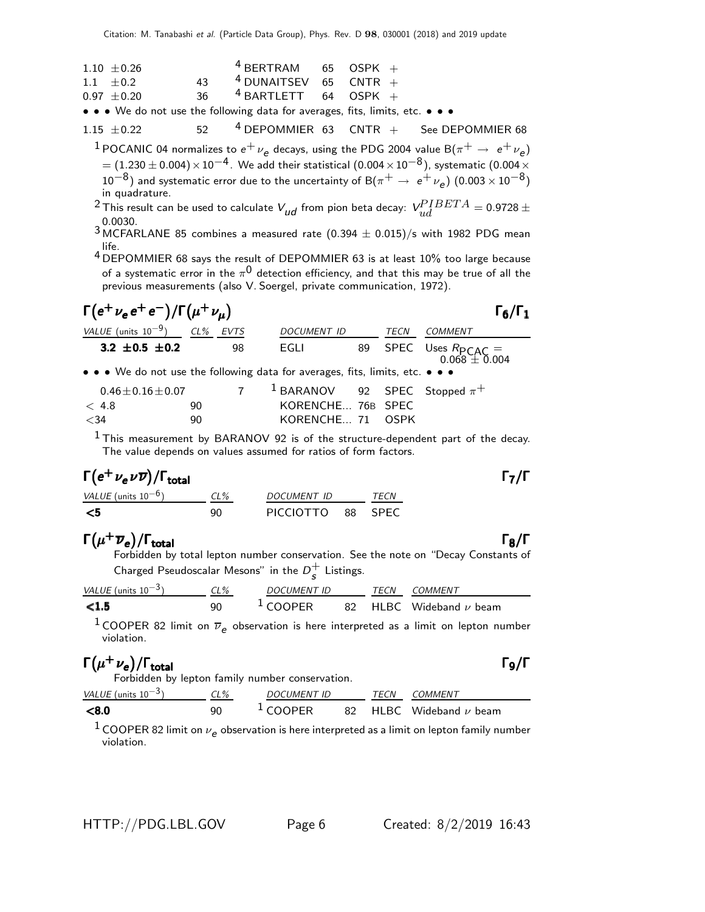| | | | | | | |
|---|---|---|---|---|---|---|
| $1.10 \pm 0.26$ | | [4] BERTRAM | 65 | OSPK | + | |
| $1.1 \pm 0.2$ | 43 | [4] DUNAITSEV | 65 | CNTR | + | |
| $0.97 \pm 0.20$ | 36 | [4] BARTLETT | 64 | OSPK | + | |

• • • We do not use the following data for averages, fits, limits, etc. • • •

| | | | | | | |
|---|---|---|---|---|---|---|
| $1.15 \pm 0.22$ | 52 | [4] DEPOMMIER | 63 | CNTR | + | See DEPOMMIER 68 |

[1] POCANIC 04 normalizes to $e^+ \nu_e$ decays, using the PDG 2004 value $B(\pi^+ \rightarrow e^+ \nu_e) = (1.230 \pm 0.004) \times 10^{-4}$. We add their statistical $(0.004 \times 10^{-8})$, systematic $(0.004 \times 10^{-8})$ and systematic error due to the uncertainty of $B(\pi^+ \rightarrow e^+ \nu_e)$ $(0.003 \times 10^{-8})$ in quadrature.

[2] This result can be used to calculate $V_{ud}$ from pion beta decay: $V_{ud}^{PIBETA} = 0.9728 \pm 0.0030$.

[3] MCFARLANE 85 combines a measured rate $(0.394 \pm 0.015)$/s with 1982 PDG mean life.

[4] DEPOMMIER 68 says the result of DEPOMMIER 63 is at least 10% too large because of a systematic error in the $\pi^0$ detection efficiency, and that this may be true of all the previous measurements (also V. Soergel, private communication, 1972).

## $\Gamma(e^+ \nu_e e^+ e^-)/\Gamma(\mu^+ \nu_\mu)$ — $\Gamma_6/\Gamma_1$

| VALUE (units $10^{-9}$) | CL% | EVTS | DOCUMENT ID | | TECN | COMMENT |
|---|---|---|---|---|---|---|
| **$3.2 \pm 0.5 \pm 0.2$** | | 98 | EGLI | 89 | SPEC | Uses $R_{PCAC} = 0.068 \pm 0.004$ |

• • • We do not use the following data for averages, fits, limits, etc. • • •

| | | | | | | |
|---|---|---|---|---|---|---|
| $0.46 \pm 0.16 \pm 0.07$ | | 7 | [1] BARANOV | 92 | SPEC | Stopped $\pi^+$ |
| $< 4.8$ | 90 | | KORENCHE... | 76B | SPEC | |
| $<34$ | 90 | | KORENCHE... | 71 | OSPK | |

[1] This measurement by BARANOV 92 is of the structure-dependent part of the decay. The value depends on values assumed for ratios of form factors.

## $\Gamma(e^+ \nu_e \nu \overline{\nu})/\Gamma_{total}$ — $\Gamma_7/\Gamma$

| VALUE (units $10^{-6}$) | CL% | DOCUMENT ID | | TECN |
|---|---|---|---|---|
| **<5** | 90 | PICCIOTTO | 88 | SPEC |

## $\Gamma(\mu^+ \overline{\nu}_e)/\Gamma_{total}$ — $\Gamma_8/\Gamma$

Forbidden by total lepton number conservation. See the note on "Decay Constants of Charged Pseudoscalar Mesons" in the $D_s^+$ Listings.

| VALUE (units $10^{-3}$) | CL% | DOCUMENT ID | | TECN | COMMENT |
|---|---|---|---|---|---|
| **<1.5** | 90 | [1] COOPER | 82 | HLBC | Wideband $\nu$ beam |

[1] COOPER 82 limit on $\overline{\nu}_e$ observation is here interpreted as a limit on lepton number violation.

## $\Gamma(\mu^+ \nu_e)/\Gamma_{total}$ — $\Gamma_9/\Gamma$

Forbidden by lepton family number conservation.

| VALUE (units $10^{-3}$) | CL% | DOCUMENT ID | | TECN | COMMENT |
|---|---|---|---|---|---|
| **<8.0** | 90 | [1] COOPER | 82 | HLBC | Wideband $\nu$ beam |

[1] COOPER 82 limit on $\nu_e$ observation is here interpreted as a limit on lepton family number violation.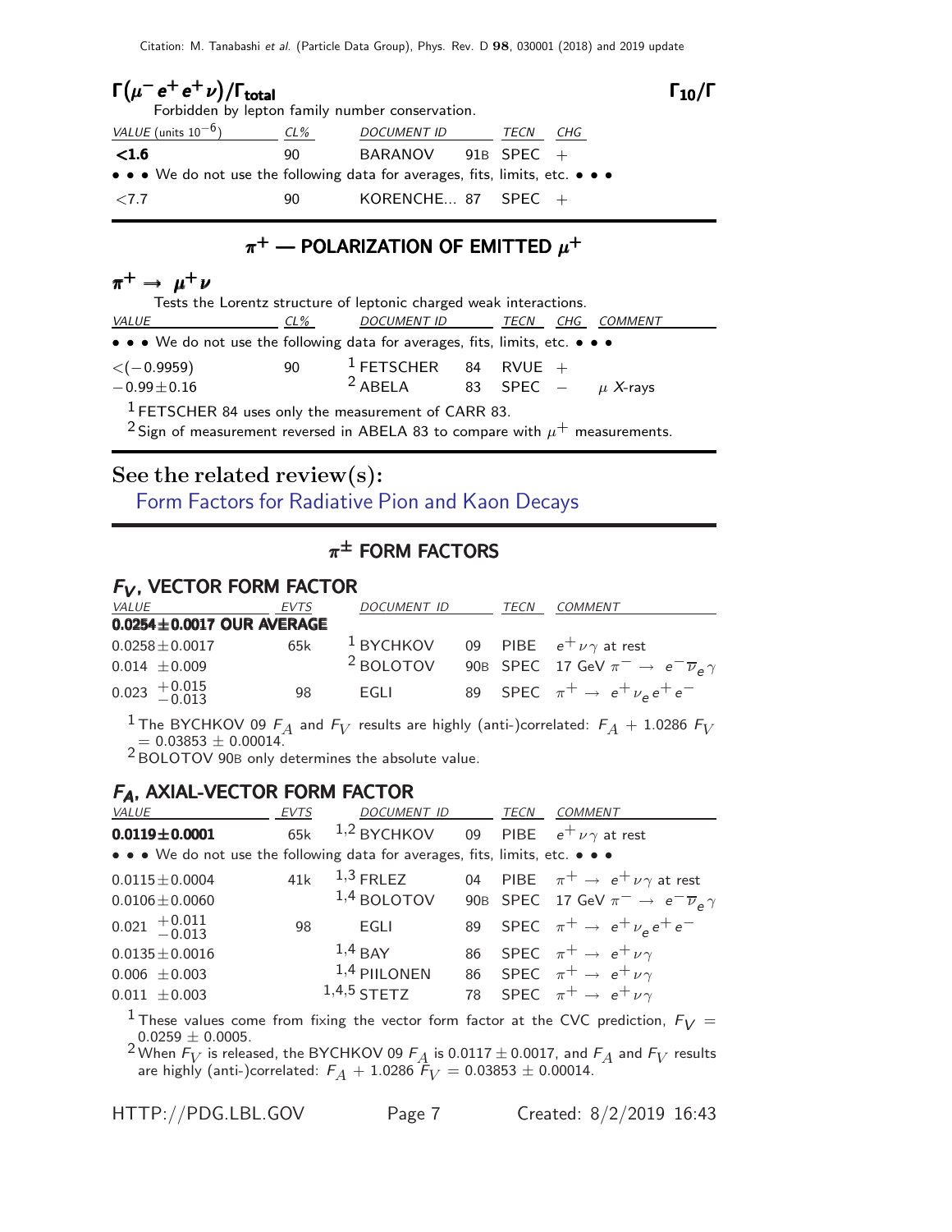### $\Gamma(\mu^- e^+ e^+ \nu)/\Gamma_{\text{total}}$ — $\Gamma_{10}/\Gamma$

Forbidden by lepton family number conservation.

| VALUE (units $10^{-6}$) | CL% | DOCUMENT ID | | TECN | CHG |
|---|---|---|---|---|---|
| **<1.6** | 90 | BARANOV | 91B | SPEC | + |
| • • • We do not use the following data for averages, fits, limits, etc. • • • | | | | | |
| <7.7 | 90 | KORENCHE... | 87 | SPEC | + |

## $\pi^+$ — POLARIZATION OF EMITTED $\mu^+$

### $\pi^+ \to \mu^+ \nu$

Tests the Lorentz structure of leptonic charged weak interactions.

| VALUE | CL% | DOCUMENT ID | | TECN | CHG | COMMENT |
|---|---|---|---|---|---|---|
| • • • We do not use the following data for averages, fits, limits, etc. • • • | | | | | | |
| $<(-0.9959)$ | 90 | [1] FETSCHER | 84 | RVUE | + | |
| $-0.99 \pm 0.16$ | | [2] ABELA | 83 | SPEC | − | $\mu$ X-rays |

[1] FETSCHER 84 uses only the measurement of CARR 83.

[2] Sign of measurement reversed in ABELA 83 to compare with $\mu^+$ measurements.

## See the related review(s):

Form Factors for Radiative Pion and Kaon Decays

## $\pi^\pm$ FORM FACTORS

### $F_V$, VECTOR FORM FACTOR

| VALUE | EVTS | DOCUMENT ID | | TECN | COMMENT |
|---|---|---|---|---|---|
| **0.0254±0.0017 OUR AVERAGE** | | | | | |
| $0.0258 \pm 0.0017$ | 65k | [1] BYCHKOV | 09 | PIBE | $e^+ \nu \gamma$ at rest |
| $0.014 \pm 0.009$ | | [2] BOLOTOV | 90B | SPEC | 17 GeV $\pi^- \to e^- \overline{\nu}_e \gamma$ |
| $0.023 \, {}^{+0.015}_{-0.013}$ | 98 | EGLI | 89 | SPEC | $\pi^+ \to e^+ \nu_e e^+ e^-$ |

[1] The BYCHKOV 09 $F_A$ and $F_V$ results are highly (anti-)correlated: $F_A + 1.0286\, F_V = 0.03853 \pm 0.00014$.

[2] BOLOTOV 90B only determines the absolute value.

### $F_A$, AXIAL-VECTOR FORM FACTOR

| VALUE | EVTS | DOCUMENT ID | | TECN | COMMENT |
|---|---|---|---|---|---|
| **0.0119±0.0001** | 65k | [1,2] BYCHKOV | 09 | PIBE | $e^+ \nu \gamma$ at rest |
| • • • We do not use the following data for averages, fits, limits, etc. • • • | | | | | |
| $0.0115 \pm 0.0004$ | 41k | [1,3] FRLEZ | 04 | PIBE | $\pi^+ \to e^+ \nu \gamma$ at rest |
| $0.0106 \pm 0.0060$ | | [1,4] BOLOTOV | 90B | SPEC | 17 GeV $\pi^- \to e^- \overline{\nu}_e \gamma$ |
| $0.021 \, {}^{+0.011}_{-0.013}$ | 98 | EGLI | 89 | SPEC | $\pi^+ \to e^+ \nu_e e^+ e^-$ |
| $0.0135 \pm 0.0016$ | | [1,4] BAY | 86 | SPEC | $\pi^+ \to e^+ \nu \gamma$ |
| $0.006 \pm 0.003$ | | [1,4] PIILONEN | 86 | SPEC | $\pi^+ \to e^+ \nu \gamma$ |
| $0.011 \pm 0.003$ | | [1,4,5] STETZ | 78 | SPEC | $\pi^+ \to e^+ \nu \gamma$ |

[1] These values come from fixing the vector form factor at the CVC prediction, $F_V = 0.0259 \pm 0.0005$.

[2] When $F_V$ is released, the BYCHKOV 09 $F_A$ is $0.0117 \pm 0.0017$, and $F_A$ and $F_V$ results are highly (anti-)correlated: $F_A + 1.0286\, F_V = 0.03853 \pm 0.00014$.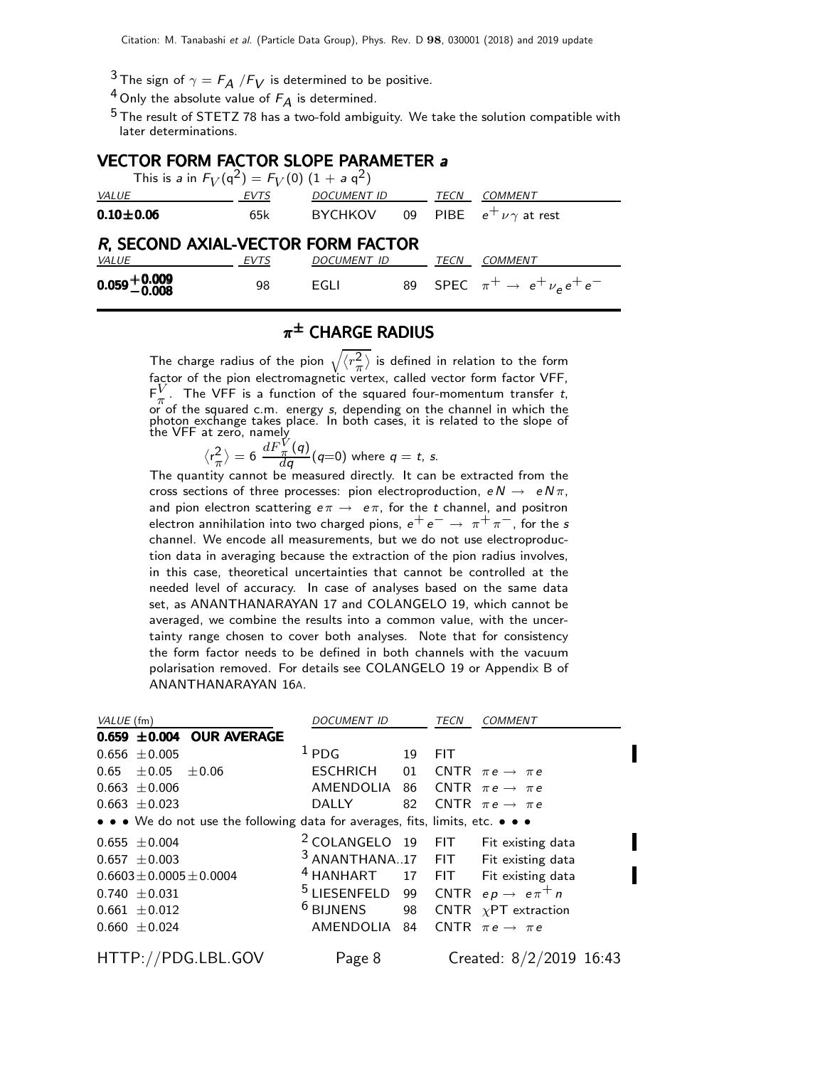[3] The sign of $\gamma = F_A / F_V$ is determined to be positive.

[4] Only the absolute value of $F_A$ is determined.

[5] The result of STETZ 78 has a two-fold ambiguity. We take the solution compatible with later determinations.

## VECTOR FORM FACTOR SLOPE PARAMETER *a*

This is *a* in $F_V(q^2) = F_V(0)\ (1 + a\ q^2)$

| VALUE | EVTS | DOCUMENT ID | | TECN | COMMENT |
|---|---|---|---|---|---|
| **0.10±0.06** | 65k | BYCHKOV | 09 | PIBE | $e^+ \nu \gamma$ at rest |

## *R*, SECOND AXIAL-VECTOR FORM FACTOR

| VALUE | EVTS | DOCUMENT ID | | TECN | COMMENT |
|---|---|---|---|---|---|
| $\mathbf{0.059^{+0.009}_{-0.008}}$ | 98 | EGLI | 89 | SPEC | $\pi^+ \rightarrow e^+ \nu_e e^+ e^-$ |

## $\pi^{\pm}$ CHARGE RADIUS

The charge radius of the pion $\sqrt{\langle r^2_\pi \rangle}$ is defined in relation to the form factor of the pion electromagnetic vertex, called vector form factor VFF, $F^V_\pi$. The VFF is a function of the squared four-momentum transfer *t*, or of the squared c.m. energy *s*, depending on the channel in which the photon exchange takes place. In both cases, it is related to the slope of the VFF at zero, namely

$$\langle r^2_\pi \rangle = 6\ \frac{dF^V_\pi(q)}{dq}(q{=}0) \text{ where } q = t,\ s.$$

The quantity cannot be measured directly. It can be extracted from the cross sections of three processes: pion electroproduction, $e N \rightarrow e N \pi$, and pion electron scattering $e \pi \rightarrow e \pi$, for the *t* channel, and positron electron annihilation into two charged pions, $e^+ e^- \rightarrow \pi^+ \pi^-$, for the *s* channel. We encode all measurements, but we do not use electroproduction data in averaging because the extraction of the pion radius involves, in this case, theoretical uncertainties that cannot be controlled at the needed level of accuracy. In case of analyses based on the same data set, as ANANTHANARAYAN 17 and COLANGELO 19, which cannot be averaged, we combine the results into a common value, with the uncertainty range chosen to cover both analyses. Note that for consistency the form factor needs to be defined in both channels with the vacuum polarisation removed. For details see COLANGELO 19 or Appendix B of ANANTHANARAYAN 16A.

| VALUE (fm) | DOCUMENT ID | | TECN | COMMENT |
|---|---|---|---|---|
| **0.659 ±0.004 OUR AVERAGE** | | | | |
| 0.656 ±0.005 | [1] PDG | 19 | FIT | |
| 0.65 ±0.05 ±0.06 | ESCHRICH | 01 | CNTR | $\pi e \rightarrow \pi e$ |
| 0.663 ±0.006 | AMENDOLIA | 86 | CNTR | $\pi e \rightarrow \pi e$ |
| 0.663 ±0.023 | DALLY | 82 | CNTR | $\pi e \rightarrow \pi e$ |
| • • • We do not use the following data for averages, fits, limits, etc. • • • | | | | |
| 0.655 ±0.004 | [2] COLANGELO | 19 | FIT | Fit existing data |
| 0.657 ±0.003 | [3] ANANTHANA..17 | | FIT | Fit existing data |
| 0.6603±0.0005±0.0004 | [4] HANHART | 17 | FIT | Fit existing data |
| 0.740 ±0.031 | [5] LIESENFELD | 99 | CNTR | $e p \rightarrow e \pi^+ n$ |
| 0.661 ±0.012 | [6] BIJNENS | 98 | CNTR | $\chi$PT extraction |
| 0.660 ±0.024 | AMENDOLIA | 84 | CNTR | $\pi e \rightarrow \pi e$ |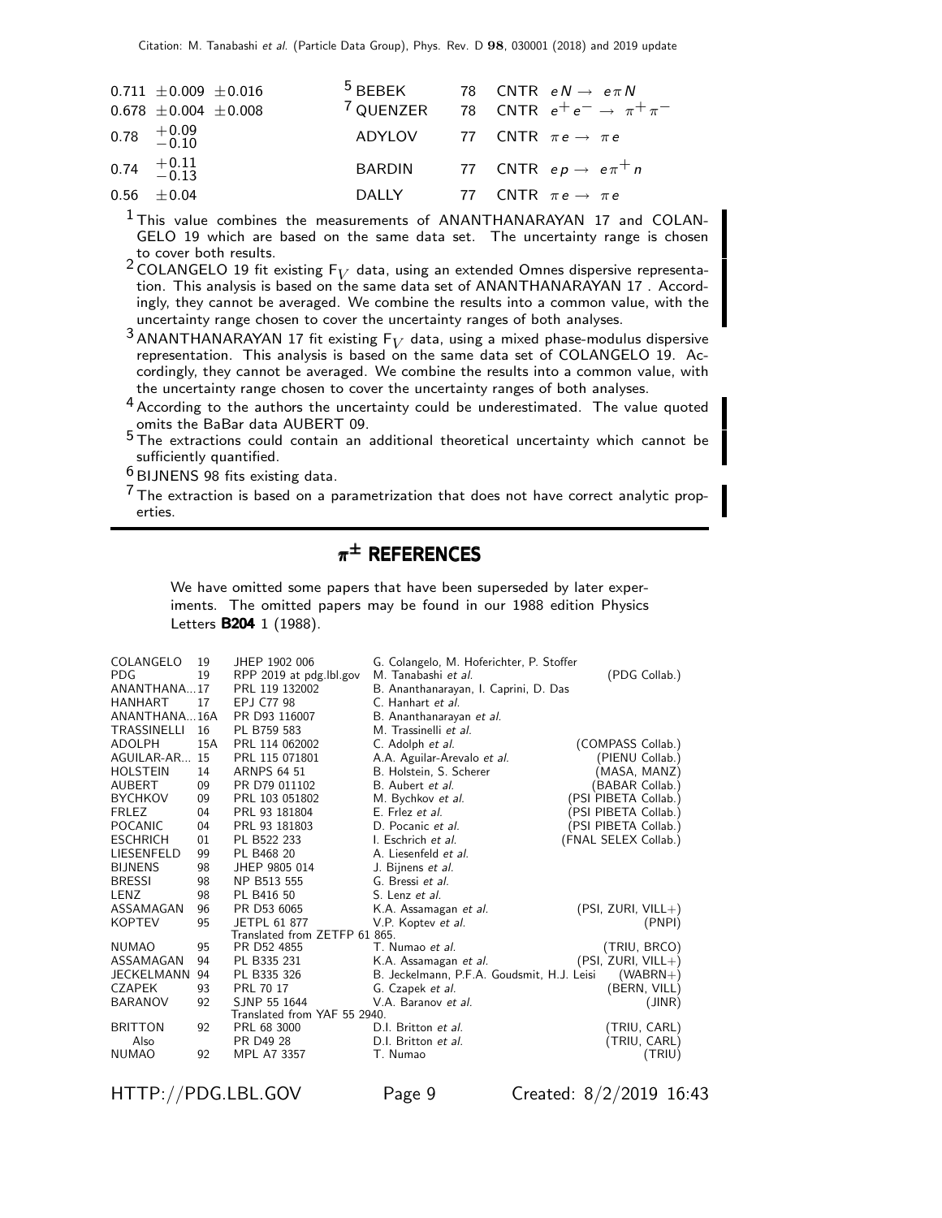| | | | | |
|---|---|---|---|---|
| $0.711 \pm 0.009 \pm 0.016$ | BEBEK[5] | 78 | CNTR | $eN \to e\pi N$ |
| $0.678 \pm 0.004 \pm 0.008$ | QUENZER[7] | 78 | CNTR | $e^+e^- \to \pi^+\pi^-$ |
| $0.78\ ^{+0.09}_{-0.10}$ | ADYLOV | 77 | CNTR | $\pi e \to \pi e$ |
| $0.74\ ^{+0.11}_{-0.13}$ | BARDIN | 77 | CNTR | $ep \to e\pi^+ n$ |
| $0.56 \pm 0.04$ | DALLY | 77 | CNTR | $\pi e \to \pi e$ |

[1] This value combines the measurements of ANANTHANARAYAN 17 and COLANGELO 19 which are based on the same data set. The uncertainty range is chosen to cover both results.

[2] COLANGELO 19 fit existing $F_V$ data, using an extended Omnes dispersive representation. This analysis is based on the same data set of ANANTHANARAYAN 17 . Accordingly, they cannot be averaged. We combine the results into a common value, with the uncertainty range chosen to cover the uncertainty ranges of both analyses.

[3] ANANTHANARAYAN 17 fit existing $F_V$ data, using a mixed phase-modulus dispersive representation. This analysis is based on the same data set of COLANGELO 19. Accordingly, they cannot be averaged. We combine the results into a common value, with the uncertainty range chosen to cover the uncertainty ranges of both analyses.

[4] According to the authors the uncertainty could be underestimated. The value quoted omits the BaBar data AUBERT 09.

[5] The extractions could contain an additional theoretical uncertainty which cannot be sufficiently quantified.

[6] BIJNENS 98 fits existing data.

[7] The extraction is based on a parametrization that does not have correct analytic properties.

## $\pi^\pm$ REFERENCES

We have omitted some papers that have been superseded by later experiments. The omitted papers may be found in our 1988 edition Physics Letters **B204** 1 (1988).

| | | | | |
|---|---|---|---|---|
| COLANGELO | 19 | JHEP 1902 006 | G. Colangelo, M. Hoferichter, P. Stoffer | |
| PDG | 19 | RPP 2019 at pdg.lbl.gov | M. Tanabashi *et al.* | (PDG Collab.) |
| ANANTHANA... | 17 | PRL 119 132002 | B. Ananthanarayan, I. Caprini, D. Das | |
| HANHART | 17 | EPJ C77 98 | C. Hanhart *et al.* | |
| ANANTHANA... | 16A | PR D93 116007 | B. Ananthanarayan *et al.* | |
| TRASSINELLI | 16 | PL B759 583 | M. Trassinelli *et al.* | |
| ADOLPH | 15A | PRL 114 062002 | C. Adolph *et al.* | (COMPASS Collab.) |
| AGUILAR-AR... | 15 | PRL 115 071801 | A.A. Aguilar-Arevalo *et al.* | (PIENU Collab.) |
| HOLSTEIN | 14 | ARNPS 64 51 | B. Holstein, S. Scherer | (MASA, MANZ) |
| AUBERT | 09 | PR D79 011102 | B. Aubert *et al.* | (BABAR Collab.) |
| BYCHKOV | 09 | PRL 103 051802 | M. Bychkov *et al.* | (PSI PIBETA Collab.) |
| FRLEZ | 04 | PRL 93 181804 | E. Frlez *et al.* | (PSI PIBETA Collab.) |
| POCANIC | 04 | PRL 93 181803 | D. Pocanic *et al.* | (PSI PIBETA Collab.) |
| ESCHRICH | 01 | PL B522 233 | I. Eschrich *et al.* | (FNAL SELEX Collab.) |
| LIESENFELD | 99 | PL B468 20 | A. Liesenfeld *et al.* | |
| BIJNENS | 98 | JHEP 9805 014 | J. Bijnens *et al.* | |
| BRESSI | 98 | NP B513 555 | G. Bressi *et al.* | |
| LENZ | 98 | PL B416 50 | S. Lenz *et al.* | |
| ASSAMAGAN | 96 | PR D53 6065 | K.A. Assamagan *et al.* | (PSI, ZURI, VILL+) |
| KOPTEV | 95 | JETPL 61 877 | V.P. Koptev *et al.* | (PNPI) |
| | | Translated from ZETFP 61 865. | | |
| NUMAO | 95 | PR D52 4855 | T. Numao *et al.* | (TRIU, BRCO) |
| ASSAMAGAN | 94 | PL B335 231 | K.A. Assamagan *et al.* | (PSI, ZURI, VILL+) |
| JECKELMANN | 94 | PL B335 326 | B. Jeckelmann, P.F.A. Goudsmit, H.J. Leisi | (WABRN+) |
| CZAPEK | 93 | PRL 70 17 | G. Czapek *et al.* | (BERN, VILL) |
| BARANOV | 92 | SJNP 55 1644 | V.A. Baranov *et al.* | (JINR) |
| | | Translated from YAF 55 2940. | | |
| BRITTON | 92 | PRL 68 3000 | D.I. Britton *et al.* | (TRIU, CARL) |
| Also | | PR D49 28 | D.I. Britton *et al.* | (TRIU, CARL) |
| NUMAO | 92 | MPL A7 3357 | T. Numao | (TRIU) |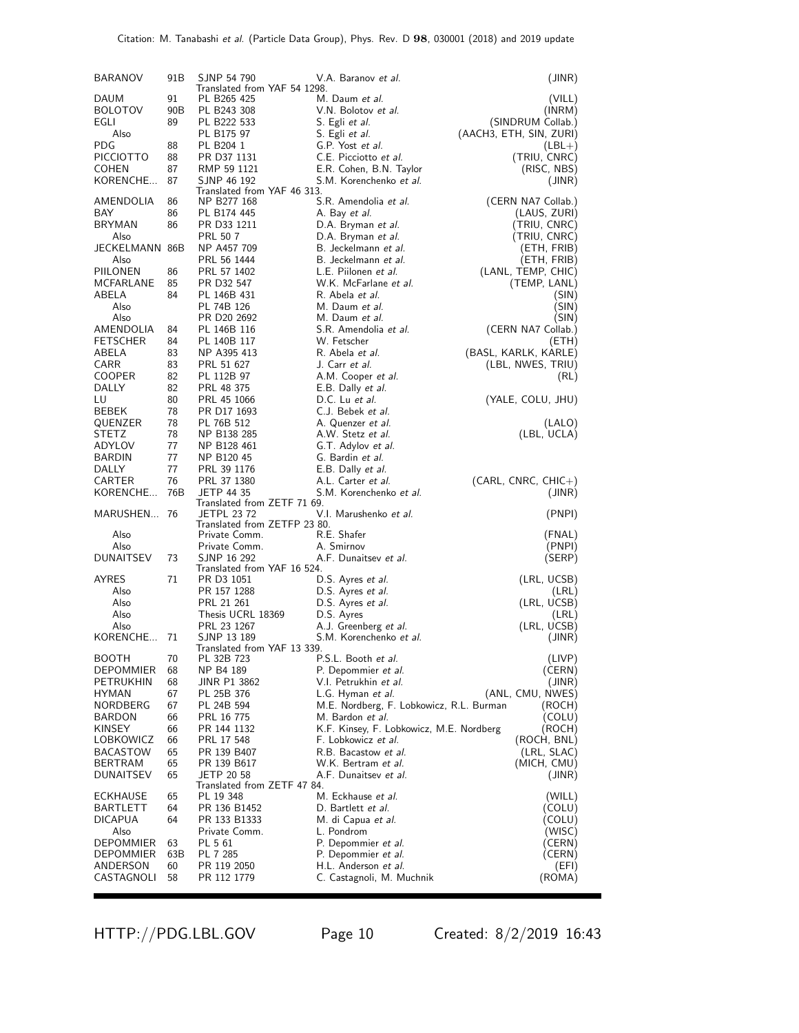| | | | | |
|---|---|---|---|---|
| BARANOV | 91B | SJNP 54 790 | V.A. Baranov *et al.* | (JINR) |
| | | Translated from YAF 54 1298. | | |
| DAUM | 91 | PL B265 425 | M. Daum *et al.* | (VILL) |
| BOLOTOV | 90B | PL B243 308 | V.N. Bolotov *et al.* | (INRM) |
| EGLI | 89 | PL B222 533 | S. Egli *et al.* | (SINDRUM Collab.) |
| Also | | PL B175 97 | S. Egli *et al.* | (AACH3, ETH, SIN, ZURI) |
| PDG | 88 | PL B204 1 | G.P. Yost *et al.* | (LBL+) |
| PICCIOTTO | 88 | PR D37 1131 | C.E. Picciotto *et al.* | (TRIU, CNRC) |
| COHEN | 87 | RMP 59 1121 | E.R. Cohen, B.N. Taylor | (RISC, NBS) |
| KORENCHE... | 87 | SJNP 46 192 | S.M. Korenchenko *et al.* | (JINR) |
| | | Translated from YAF 46 313. | | |
| AMENDOLIA | 86 | NP B277 168 | S.R. Amendolia *et al.* | (CERN NA7 Collab.) |
| BAY | 86 | PL B174 445 | A. Bay *et al.* | (LAUS, ZURI) |
| BRYMAN | 86 | PR D33 1211 | D.A. Bryman *et al.* | (TRIU, CNRC) |
| Also | | PRL 50 7 | D.A. Bryman *et al.* | (TRIU, CNRC) |
| JECKELMANN | 86B | NP A457 709 | B. Jeckelmann *et al.* | (ETH, FRIB) |
| Also | | PRL 56 1444 | B. Jeckelmann *et al.* | (ETH, FRIB) |
| PIILONEN | 86 | PRL 57 1402 | L.E. Piilonen *et al.* | (LANL, TEMP, CHIC) |
| MCFARLANE | 85 | PR D32 547 | W.K. McFarlane *et al.* | (TEMP, LANL) |
| ABELA | 84 | PL 146B 431 | R. Abela *et al.* | (SIN) |
| Also | | PL 74B 126 | M. Daum *et al.* | (SIN) |
| Also | | PR D20 2692 | M. Daum *et al.* | (SIN) |
| AMENDOLIA | 84 | PL 146B 116 | S.R. Amendolia *et al.* | (CERN NA7 Collab.) |
| FETSCHER | 84 | PL 140B 117 | W. Fetscher | (ETH) |
| ABELA | 83 | NP A395 413 | R. Abela *et al.* | (BASL, KARLK, KARLE) |
| CARR | 83 | PRL 51 627 | J. Carr *et al.* | (LBL, NWES, TRIU) |
| COOPER | 82 | PL 112B 97 | A.M. Cooper *et al.* | (RL) |
| DALLY | 82 | PRL 48 375 | E.B. Dally *et al.* | |
| LU | 80 | PRL 45 1066 | D.C. Lu *et al.* | (YALE, COLU, JHU) |
| BEBEK | 78 | PR D17 1693 | C.J. Bebek *et al.* | |
| QUENZER | 78 | PL 76B 512 | A. Quenzer *et al.* | (LALO) |
| STETZ | 78 | NP B138 285 | A.W. Stetz *et al.* | (LBL, UCLA) |
| ADYLOV | 77 | NP B128 461 | G.T. Adylov *et al.* | |
| BARDIN | 77 | NP B120 45 | G. Bardin *et al.* | |
| DALLY | 77 | PRL 39 1176 | E.B. Dally *et al.* | |
| CARTER | 76 | PRL 37 1380 | A.L. Carter *et al.* | (CARL, CNRC, CHIC+) |
| KORENCHE... | 76B | JETP 44 35 | S.M. Korenchenko *et al.* | (JINR) |
| | | Translated from ZETF 71 69. | | |
| MARUSHEN... | 76 | JETPL 23 72 | V.I. Marushenko *et al.* | (PNPI) |
| | | Translated from ZETFP 23 80. | | |
| Also | | Private Comm. | R.E. Shafer | (FNAL) |
| Also | | Private Comm. | A. Smirnov | (PNPI) |
| DUNAITSEV | 73 | SJNP 16 292 | A.F. Dunaitsev *et al.* | (SERP) |
| | | Translated from YAF 16 524. | | |
| AYRES | 71 | PR D3 1051 | D.S. Ayres *et al.* | (LRL, UCSB) |
| Also | | PR 157 1288 | D.S. Ayres *et al.* | (LRL) |
| Also | | PRL 21 261 | D.S. Ayres *et al.* | (LRL, UCSB) |
| Also | | Thesis UCRL 18369 | D.S. Ayres | (LRL) |
| Also | | PRL 23 1267 | A.J. Greenberg *et al.* | (LRL, UCSB) |
| KORENCHE... | 71 | SJNP 13 189 | S.M. Korenchenko *et al.* | (JINR) |
| | | Translated from YAF 13 339. | | |
| BOOTH | 70 | PL 32B 723 | P.S.L. Booth *et al.* | (LIVP) |
| DEPOMMIER | 68 | NP B4 189 | P. Depommier *et al.* | (CERN) |
| PETRUKHIN | 68 | JINR P1 3862 | V.I. Petrukhin *et al.* | (JINR) |
| HYMAN | 67 | PL 25B 376 | L.G. Hyman *et al.* | (ANL, CMU, NWES) |
| NORDBERG | 67 | PL 24B 594 | M.E. Nordberg, F. Lobkowicz, R.L. Burman | (ROCH) |
| BARDON | 66 | PRL 16 775 | M. Bardon *et al.* | (COLU) |
| KINSEY | 66 | PR 144 1132 | K.F. Kinsey, F. Lobkowicz, M.E. Nordberg | (ROCH) |
| LOBKOWICZ | 66 | PRL 17 548 | F. Lobkowicz *et al.* | (ROCH, BNL) |
| BACASTOW | 65 | PR 139 B407 | R.B. Bacastow *et al.* | (LRL, SLAC) |
| BERTRAM | 65 | PR 139 B617 | W.K. Bertram *et al.* | (MICH, CMU) |
| DUNAITSEV | 65 | JETP 20 58 | A.F. Dunaitsev *et al.* | (JINR) |
| | | Translated from ZETF 47 84. | | |
| ECKHAUSE | 65 | PL 19 348 | M. Eckhause *et al.* | (WILL) |
| BARTLETT | 64 | PR 136 B1452 | D. Bartlett *et al.* | (COLU) |
| DICAPUA | 64 | PR 133 B1333 | M. di Capua *et al.* | (COLU) |
| Also | | Private Comm. | L. Pondrom | (WISC) |
| DEPOMMIER | 63 | PL 5 61 | P. Depommier *et al.* | (CERN) |
| DEPOMMIER | 63B | PL 7 285 | P. Depommier *et al.* | (CERN) |
| ANDERSON | 60 | PR 119 2050 | H.L. Anderson *et al.* | (EFI) |
| CASTAGNOLI | 58 | PR 112 1779 | C. Castagnoli, M. Muchnik | (ROMA) |